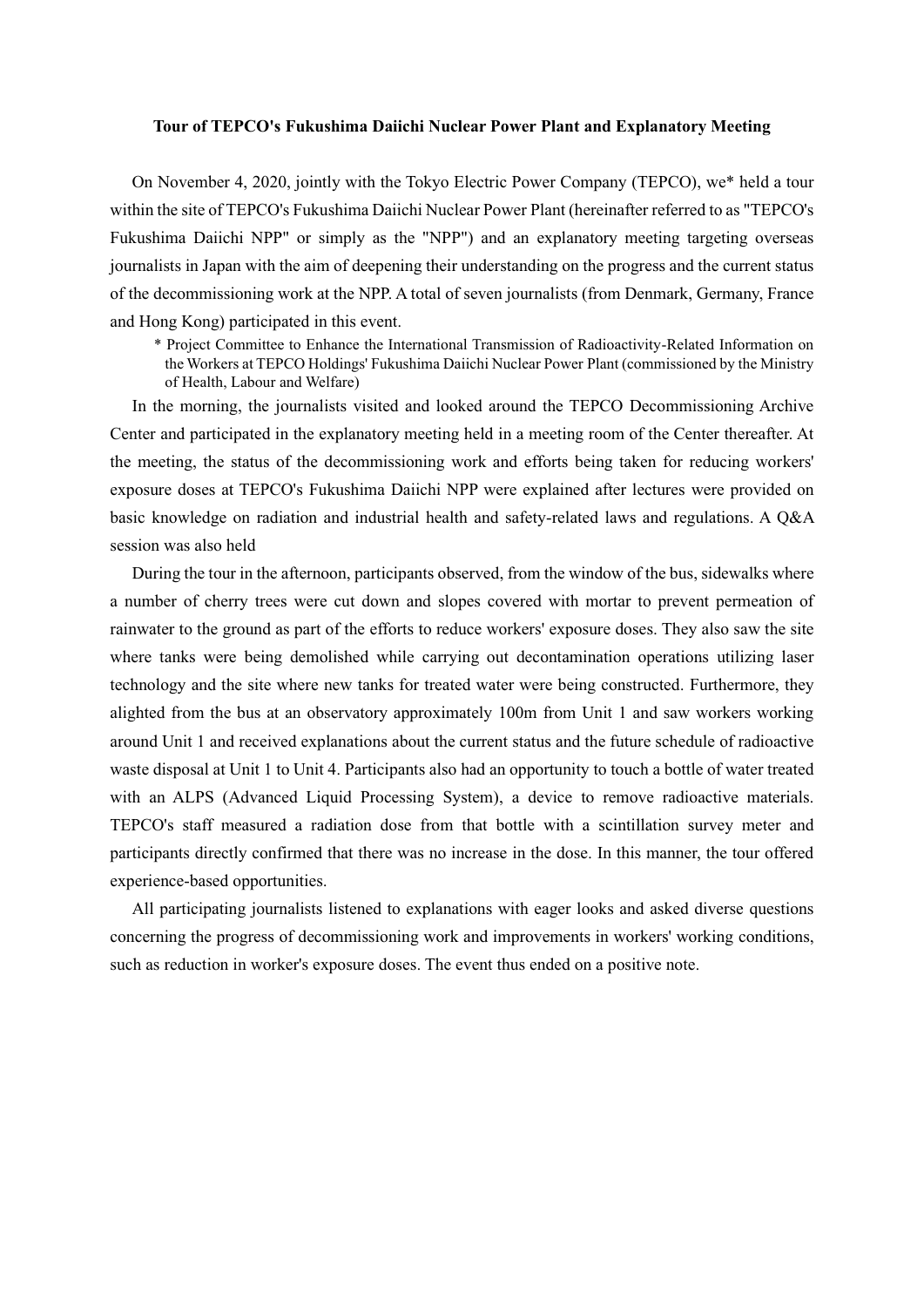**Tour of TEPCO's Fukushima Daiichi Nuclear Power Plant and Explanatory Meeting**

On November 4, 2020, jointly with the Tokyo Electric Power Company (TEPCO), we* held a tour within the site of TEPCO's Fukushima Daiichi Nuclear Power Plant (hereinafter referred to as "TEPCO's Fukushima Daiichi NPP" or simply as the "NPP") and an explanatory meeting targeting overseas journalists in Japan with the aim of deepening their understanding on the progress and the current status of the decommissioning work at the NPP. A total of seven journalists (from Denmark, Germany, France and Hong Kong) participated in this event.

\* Project Committee to Enhance the International Transmission of Radioactivity-Related Information on the Workers at TEPCO Holdings' Fukushima Daiichi Nuclear Power Plant (commissioned by the Ministry of Health, Labour and Welfare)

In the morning, the journalists visited and looked around the TEPCO Decommissioning Archive Center and participated in the explanatory meeting held in a meeting room of the Center thereafter. At the meeting, the status of the decommissioning work and efforts being taken for reducing workers' exposure doses at TEPCO's Fukushima Daiichi NPP were explained after lectures were provided on basic knowledge on radiation and industrial health and safety-related laws and regulations. A Q&A session was also held

During the tour in the afternoon, participants observed, from the window of the bus, sidewalks where a number of cherry trees were cut down and slopes covered with mortar to prevent permeation of rainwater to the ground as part of the efforts to reduce workers' exposure doses. They also saw the site where tanks were being demolished while carrying out decontamination operations utilizing laser technology and the site where new tanks for treated water were being constructed. Furthermore, they alighted from the bus at an observatory approximately 100m from Unit 1 and saw workers working around Unit 1 and received explanations about the current status and the future schedule of radioactive waste disposal at Unit 1 to Unit 4. Participants also had an opportunity to touch a bottle of water treated with an ALPS (Advanced Liquid Processing System), a device to remove radioactive materials. TEPCO's staff measured a radiation dose from that bottle with a scintillation survey meter and participants directly confirmed that there was no increase in the dose. In this manner, the tour offered experience-based opportunities.

All participating journalists listened to explanations with eager looks and asked diverse questions concerning the progress of decommissioning work and improvements in workers' working conditions, such as reduction in worker's exposure doses. The event thus ended on a positive note.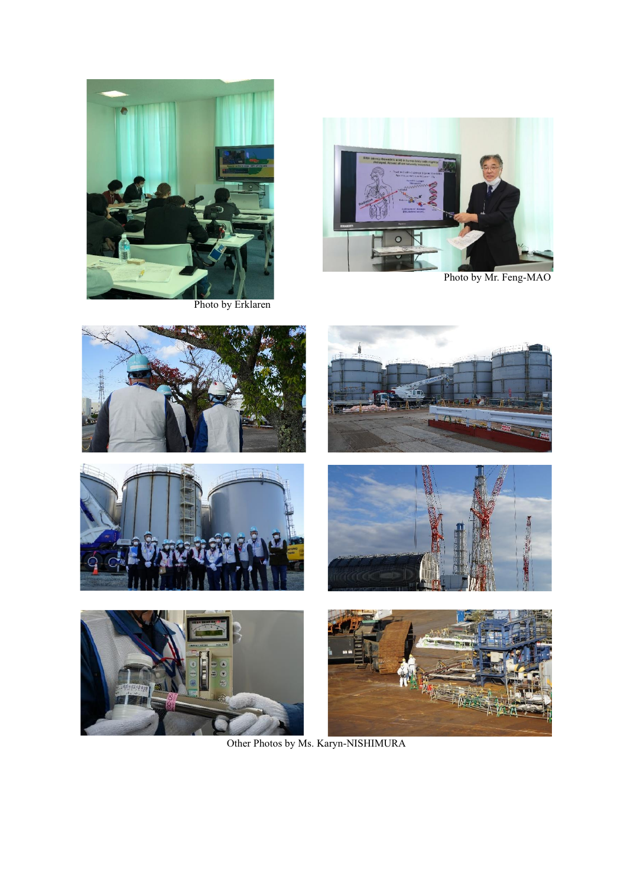Photo by Erklaren

Photo by Mr. Feng-MAO

Other Photos by Ms. Karyn-NISHIMURA